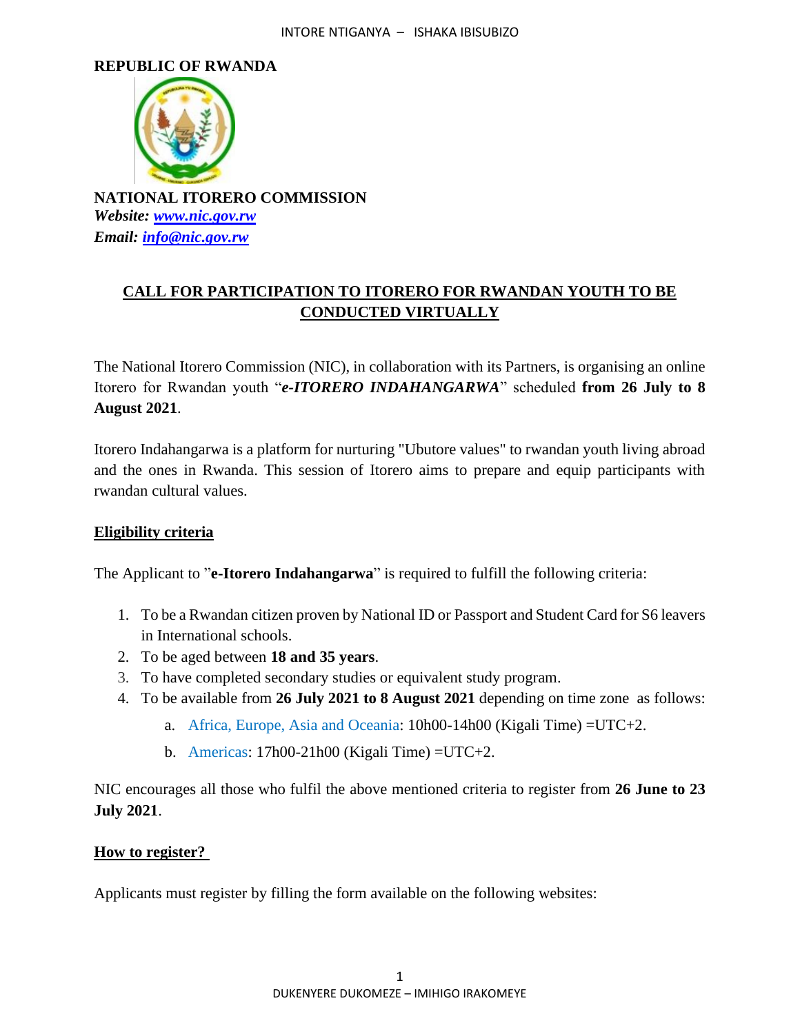**REPUBLIC OF RWANDA**

**NATIONAL ITORERO COMMISSION**

***Website: www.nic.gov.rw***

***Email: info@nic.gov.rw***

## CALL FOR PARTICIPATION TO ITORERO FOR RWANDAN YOUTH TO BE CONDUCTED VIRTUALLY

The National Itorero Commission (NIC), in collaboration with its Partners, is organising an online Itorero for Rwandan youth "***e-ITORERO INDAHANGARWA***" scheduled **from 26 July to 8 August 2021**.

Itorero Indahangarwa is a platform for nurturing "Ubutore values" to rwandan youth living abroad and the ones in Rwanda. This session of Itorero aims to prepare and equip participants with rwandan cultural values.

### Eligibility criteria

The Applicant to "**e-Itorero Indahangarwa**" is required to fulfill the following criteria:

1. To be a Rwandan citizen proven by National ID or Passport and Student Card for S6 leavers in International schools.
2. To be aged between **18 and 35 years**.
3. To have completed secondary studies or equivalent study program.
4. To be available from **26 July 2021 to 8 August 2021** depending on time zone as follows:
   a. Africa, Europe, Asia and Oceania: 10h00-14h00 (Kigali Time) =UTC+2.
   b. Americas: 17h00-21h00 (Kigali Time) =UTC+2.

NIC encourages all those who fulfil the above mentioned criteria to register from **26 June to 23 July 2021**.

### How to register?

Applicants must register by filling the form available on the following websites: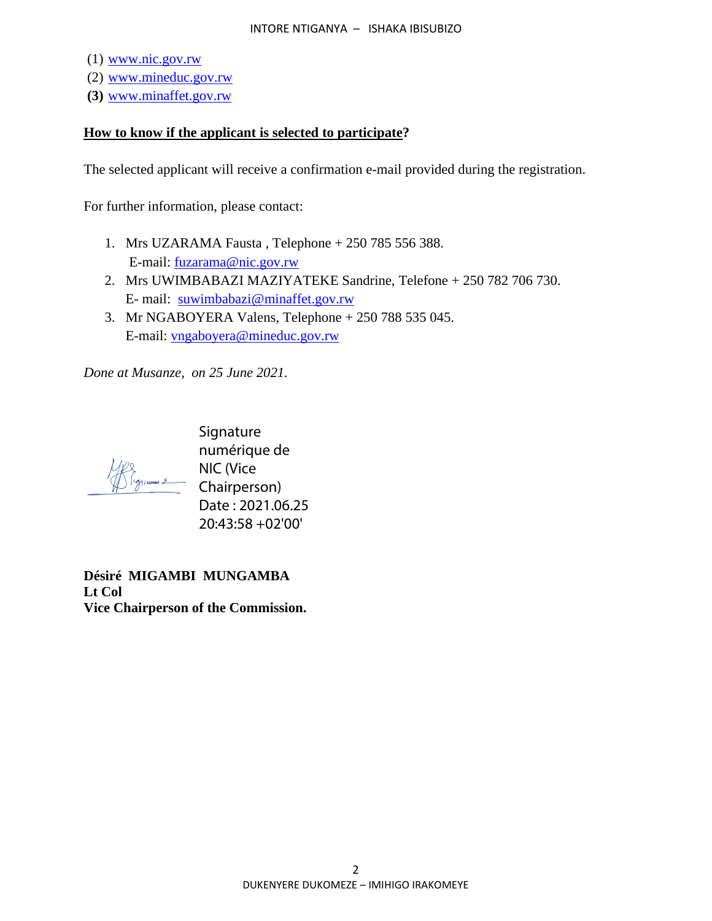(1) www.nic.gov.rw
(2) www.mineduc.gov.rw
**(3)** www.minaffet.gov.rw

**How to know if the applicant is selected to participate?**

The selected applicant will receive a confirmation e-mail provided during the registration.

For further information, please contact:

1. Mrs UZARAMA Fausta , Telephone + 250 785 556 388.
   E-mail: fuzarama@nic.gov.rw
2. Mrs UWIMBABAZI MAZIYATEKE Sandrine, Telefone + 250 782 706 730.
   E- mail: suwimbabazi@minaffet.gov.rw
3. Mr NGABOYERA Valens, Telephone + 250 788 535 045.
   E-mail: vngaboyera@mineduc.gov.rw

*Done at Musanze, on 25 June 2021.*

Signature numérique de NIC (Vice Chairperson)
Date : 2021.06.25 20:43:58 +02'00'

**Désiré MIGAMBI MUNGAMBA**
**Lt Col**
**Vice Chairperson of the Commission.**